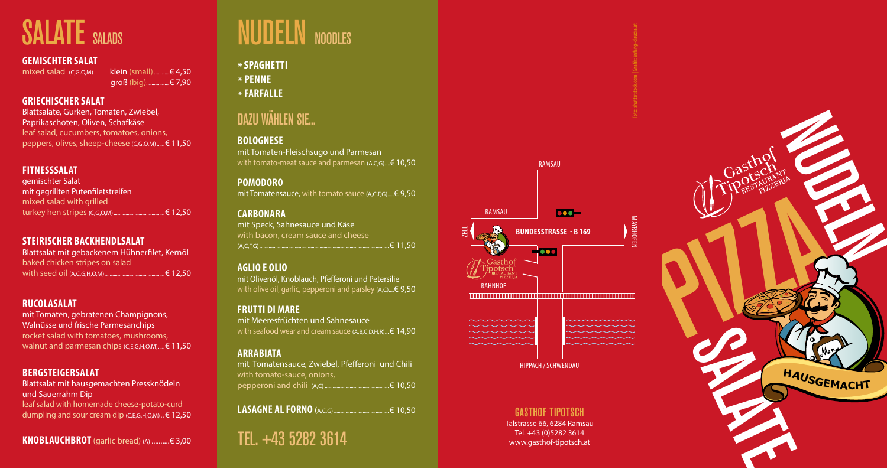# SALATE SALADS

### GEMISCHTER SALAT

mixed salad (C,G,O,M) — klein (small) ........... € 4,50 — groß (big)................. € 7,90

### GRIECHISCHER SALAT

Blattsalate, Gurken, Tomaten, Zwiebel, Paprikaschoten, Oliven, Schafkäse
leaf salad, cucumbers, tomatoes, onions, peppers, olives, sheep-cheese (C,G,O,M)...... € 11,50

### FITNESSSALAT

gemischter Salat mit gegrillten Putenfiletstreifen
mixed salad with grilled turkey hen stripes (C,G,O,M)........................................ € 12,50

### STEIRISCHER BACKHENDLSALAT

Blattsalat mit gebackenem Hühnerfilet, Kernöl
baked chicken stripes on salad with seed oil (A,C,G,H,O,M)............................................ € 12,50

### RUCOLASALAT

mit Tomaten, gebratenen Champignons, Walnüsse und frische Parmesanchips
rocket salad with tomatoes, mushrooms, walnut and parmesan chips (C,E,G,H,O,M)..... € 11,50

### BERGSTEIGERSALAT

Blattsalat mit hausgemachten Pressknödeln und Sauerrahm Dip
leaf salad with homemade cheese-potato-curd dumpling and sour cream dip (C,E,G,H,O,M).. € 12,50

**KNOBLAUCHBROT** (garlic bread) (A) ..........€ 3,00

# NUDELN NOODLES

- * **SPAGHETTI**
- * **PENNE**
- * **FARFALLE**

## DAZU WÄHLEN SIE...

### BOLOGNESE

mit Tomaten-Fleischsugo und Parmesan
with tomato-meat sauce and parmesan (A,C,G)....€ 10,50

### POMODORO

mit Tomatensauce, with tomato sauce (A,C,F,G).....€ 9,50

### CARBONARA

mit Speck, Sahnesauce und Käse
with bacon, cream sauce and cheese (A,C,F,G)............................................................................ € 11,50

### AGLIO E OLIO

mit Olivenöl, Knoblauch, Pfefferoni und Petersilie
with olive oil, garlic, pepperoni and parsley (A,C)....€ 9,50

### FRUTTI DI MARE

mit Meeresfrüchten und Sahnesauce
with seafood wear and cream sauce (A,B,C,D,H,R)...€ 14,90

### ARRABIATA

mit Tomatensauce, Zwiebel, Pfefferoni und Chili
with tomato-sauce, onions, pepperoni and chili (A,C) ........................................... € 10,50

**LASAGNE AL FORNO** (A,C,G) ........................................... € 10,50

## TEL. +43 5282 3614

RAMSAU — RAMSAU — ZELL — BUNDESSTRASSE - B 169 — MAYRHOFEN — Gasthof Tipotsch RESTAURANT PIZZERIA — BAHNHOF — HIPPACH / SCHWENDAU

## GASTHOF TIPOTSCH

Talstrasse 66, 6284 Ramsau
Tel. +43 (0)5282 3614
www.gasthof-tipotsch.at

Foto: shutterstock.com | Grafik: anlang-claudia.at

Gasthof Tipotsch RESTAURANT PIZZERIA

NUDELN PIZZA SALATE

HAUSGEMACHT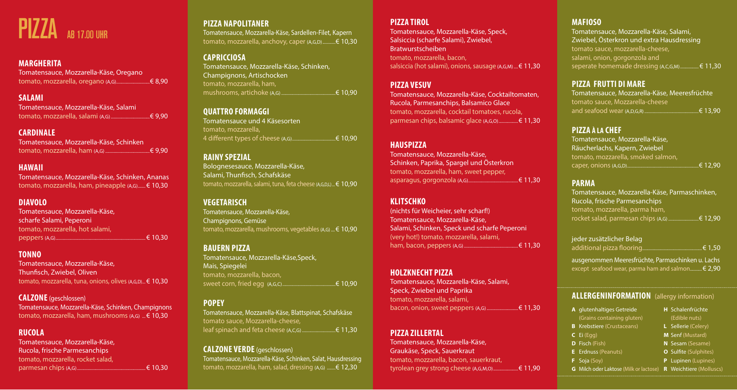# PIZZA AB 17.00 UHR

### MARGHERITA
Tomatensauce, Mozzarella-Käse, Oregano
tomato, mozzarella, oregano (A,G) € 8,90

### SALAMI
Tomatensauce, Mozzarella-Käse, Salami
tomato, mozzarella, salami (A,G) € 9,90

### CARDINALE
Tomatensauce, Mozzarella-Käse, Schinken
tomato, mozzarella, ham (A,G) € 9,90

### HAWAII
Tomatensauce, Mozzarella-Käse, Schinken, Ananas
tomato, mozzarella, ham, pineapple (A,G) € 10,30

### DIAVOLO
Tomatensauce, Mozzarella-Käse, scharfe Salami, Peperoni
tomato, mozzarella, hot salami, peppers (A,G) € 10,30

### TONNO
Tomatensauce, Mozzarella-Käse, Thunfisch, Zwiebel, Oliven
tomato, mozzarella, tuna, onions, olives (A,G,D) € 10,30

### CALZONE (geschlossen)
Tomatensauce, Mozzarella-Käse, Schinken, Champignons
tomato, mozzarella, ham, mushrooms (A,G) € 10,30

### RUCOLA
Tomatensauce, Mozzarella-Käse, Rucola, frische Parmesanchips
tomato, mozzarella, rocket salad, parmesan chips (A,G) € 10,30

### PIZZA NAPOLITANER
Tomatensauce, Mozzarella-Käse, Sardellen-Filet, Kapern
tomato, mozzarella, anchovy, caper (A,G,D) € 10,30

### CAPRICCIOSA
Tomatensauce, Mozzarella-Käse, Schinken, Champignons, Artischocken
tomato, mozzarella, ham, mushrooms, artichoke (A,G) € 10,90

### QUATTRO FORMAGGI
Tomatensauce und 4 Käsesorten
tomato, mozzarella, 4 different types of cheese (A,G) € 10,90

### RAINY SPEZIAL
Bolognesesauce, Mozzarella-Käse, Salami, Thunfisch, Schafskäse
tomato, mozzarella, salami, tuna, feta cheese (A,G,D,L) € 10,90

### VEGETARISCH
Tomatensauce, Mozzarella-Käse, Champignons, Gemüse
tomato, mozzarella, mushrooms, vegetables (A,G) € 10,90

### BAUERN PIZZA
Tomatensauce, Mozzarella-Käse,Speck, Mais, Spiegelei
tomato, mozzarella, bacon, sweet corn, fried egg (A,G,C) € 10,90

### POPEY
Tomatensauce, Mozzarella-Käse, Blattspinat, Schafskäse
tomato sauce, Mozzarella-cheese, leaf spinach and feta cheese (A,C,G) € 11,30

### CALZONE VERDE (geschlossen)
Tomatensauce, Mozzarella-Käse, Schinken, Salat, Hausdressing
tomato, mozzarella, ham, salad, dressing (A,G) € 12,30

### PIZZA TIROL
Tomatensauce, Mozzarella-Käse, Speck, Salsiccia (scharfe Salami), Zwiebel, Bratwurstscheiben
tomato, mozzarella, bacon, salsiccia (hot salami), onions, sausage (A,G,M) € 11,30

### PIZZA VESUV
Tomatensauce, Mozzarella-Käse, Cocktailtomaten, Rucola, Parmesanchips, Balsamico Glace
tomato, mozzarella, cocktail tomatoes, rucola, parmesan chips, balsamic glace (A,G,O) € 11,30

### HAUSPIZZA
Tomatensauce, Mozzarella-Käse, Schinken, Paprika, Spargel und Österkron
tomato, mozzarella, ham, sweet pepper, asparagus, gorgonzola (A,G) € 11,30

### KLITSCHKO
(nichts für Weicheier, sehr scharf!)
Tomatensauce, Mozzarella-Käse, Salami, Schinken, Speck und scharfe Peperoni
(very hot!) tomato, mozzarella, salami, ham, bacon, peppers (A,G) € 11,30

### HOLZKNECHT PIZZA
Tomatensauce, Mozzarella-Käse, Salami, Speck, Zwiebel und Paprika
tomato, mozzarella, salami, bacon, onion, sweet peppers (A,G) € 11,30

### PIZZA ZILLERTAL
Tomatensauce, Mozzarella-Käse, Graukäse, Speck, Sauerkraut
tomato, mozzarella, bacon, sauerkraut, tyrolean grey strong cheese (A,G,M,O) € 11,90

### MAFIOSO
Tomatensauce, Mozzarella-Käse, Salami, Zwiebel, Österkron und extra Hausdressing
tomato sauce, mozzarella-cheese, salami, onion, gorgonzola and seperate homemade dressing (A,C,G,M) € 11,30

### PIZZA FRUTTI DI MARE
Tomatensauce, Mozzarella-Käse, Meeresfrüchte
tomato sauce, Mozzarella-cheese and seafood wear (A,D,G,R) € 13,90

### PIZZA À LA CHEF
Tomatensauce, Mozzarella-Käse, Räucherlachs, Kapern, Zwiebel
tomato, mozzarella, smoked salmon, caper, onions (A,G,D) € 12,90

### PARMA
Tomatensauce, Mozzarella-Käse, Parmaschinken, Rucola, frische Parmesanchips
tomato, mozzarella, parma ham, rocket salad, parmesan chips (A,G) € 12,90

jeder zusätzlicher Belag
additional pizza flooring € 1,50

ausgenommen Meeresfrüchte, Parmaschinken u. Lachs
except seafood wear, parma ham and salmon € 2,90

### ALLERGENINFORMATION (allergy information)

- **A** glutenhaltiges Getreide (Grains containing gluten)
- **B** Krebstiere (Crustaceans)
- **C** Ei (Egg)
- **D** Fisch (Fish)
- **E** Erdnuss (Peanuts)
- **F** Soja (Soy)
- **G** Milch oder Laktose (Milk or lactose)
- **H** Schalenfrüchte (Edible nuts)
- **L** Sellerie (Celery)
- **M** Senf (Mustard)
- **N** Sesam (Sesame)
- **O** Sulfite (Sulphites)
- **P** Lupinen (Lupines)
- **R** Weichtiere (Molluscs)